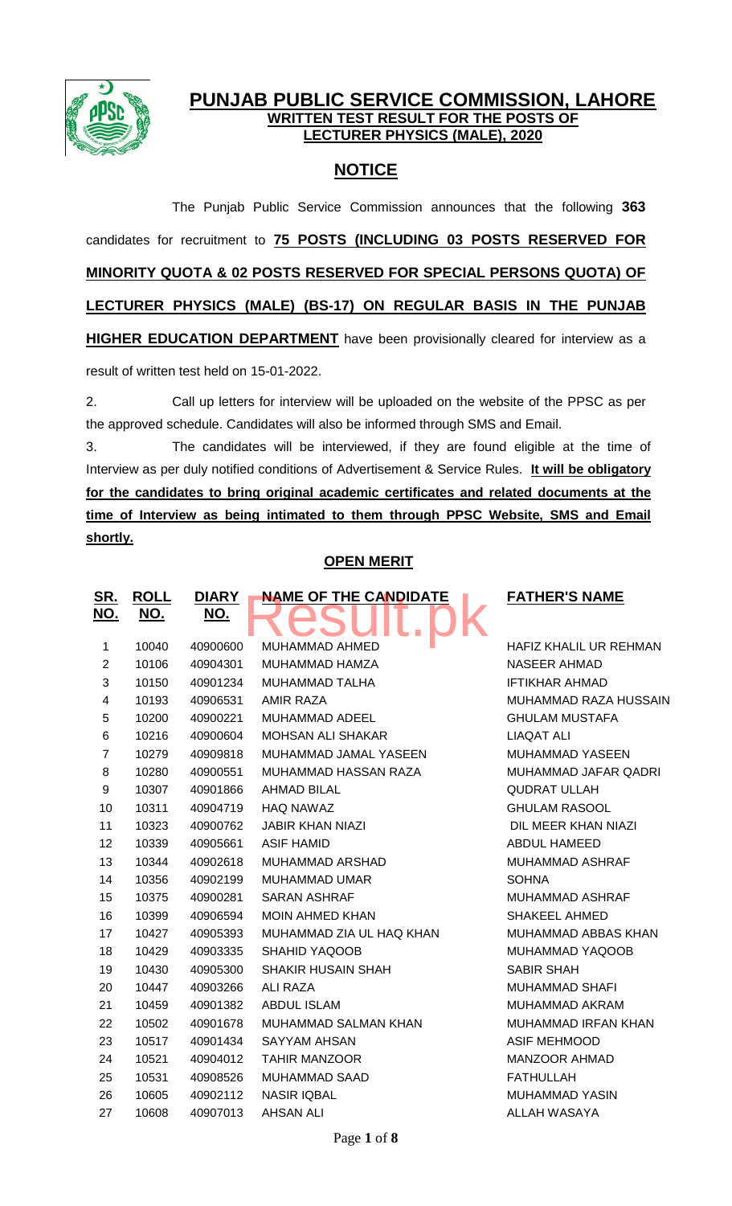# PUNJAB PUBLIC SERVICE COMMISSION, LAHORE

## WRITTEN TEST RESULT FOR THE POSTS OF LECTURER PHYSICS (MALE), 2020

## NOTICE

The Punjab Public Service Commission announces that the following **363** candidates for recruitment to **75 POSTS (INCLUDING 03 POSTS RESERVED FOR MINORITY QUOTA & 02 POSTS RESERVED FOR SPECIAL PERSONS QUOTA) OF LECTURER PHYSICS (MALE) (BS-17) ON REGULAR BASIS IN THE PUNJAB HIGHER EDUCATION DEPARTMENT** have been provisionally cleared for interview as a result of written test held on 15-01-2022.

2. Call up letters for interview will be uploaded on the website of the PPSC as per the approved schedule. Candidates will also be informed through SMS and Email.

3. The candidates will be interviewed, if they are found eligible at the time of Interview as per duly notified conditions of Advertisement & Service Rules. **It will be obligatory for the candidates to bring original academic certificates and related documents at the time of Interview as being intimated to them through PPSC Website, SMS and Email shortly.**

### OPEN MERIT

| SR. NO. | ROLL NO. | DIARY NO. | NAME OF THE CANDIDATE | FATHER'S NAME |
|---|---|---|---|---|
| 1 | 10040 | 40900600 | MUHAMMAD AHMED | HAFIZ KHALIL UR REHMAN |
| 2 | 10106 | 40904301 | MUHAMMAD HAMZA | NASEER AHMAD |
| 3 | 10150 | 40901234 | MUHAMMAD TALHA | IFTIKHAR AHMAD |
| 4 | 10193 | 40906531 | AMIR RAZA | MUHAMMAD RAZA HUSSAIN |
| 5 | 10200 | 40900221 | MUHAMMAD ADEEL | GHULAM MUSTAFA |
| 6 | 10216 | 40900604 | MOHSAN ALI SHAKAR | LIAQAT ALI |
| 7 | 10279 | 40909818 | MUHAMMAD JAMAL YASEEN | MUHAMMAD YASEEN |
| 8 | 10280 | 40900551 | MUHAMMAD HASSAN RAZA | MUHAMMAD JAFAR QADRI |
| 9 | 10307 | 40901866 | AHMAD BILAL | QUDRAT ULLAH |
| 10 | 10311 | 40904719 | HAQ NAWAZ | GHULAM RASOOL |
| 11 | 10323 | 40900762 | JABIR KHAN NIAZI | DIL MEER KHAN NIAZI |
| 12 | 10339 | 40905661 | ASIF HAMID | ABDUL HAMEED |
| 13 | 10344 | 40902618 | MUHAMMAD ARSHAD | MUHAMMAD ASHRAF |
| 14 | 10356 | 40902199 | MUHAMMAD UMAR | SOHNA |
| 15 | 10375 | 40900281 | SARAN ASHRAF | MUHAMMAD ASHRAF |
| 16 | 10399 | 40906594 | MOIN AHMED KHAN | SHAKEEL AHMED |
| 17 | 10427 | 40905393 | MUHAMMAD ZIA UL HAQ KHAN | MUHAMMAD ABBAS KHAN |
| 18 | 10429 | 40903335 | SHAHID YAQOOB | MUHAMMAD YAQOOB |
| 19 | 10430 | 40905300 | SHAKIR HUSAIN SHAH | SABIR SHAH |
| 20 | 10447 | 40903266 | ALI RAZA | MUHAMMAD SHAFI |
| 21 | 10459 | 40901382 | ABDUL ISLAM | MUHAMMAD AKRAM |
| 22 | 10502 | 40901678 | MUHAMMAD SALMAN KHAN | MUHAMMAD IRFAN KHAN |
| 23 | 10517 | 40901434 | SAYYAM AHSAN | ASIF MEHMOOD |
| 24 | 10521 | 40904012 | TAHIR MANZOOR | MANZOOR AHMAD |
| 25 | 10531 | 40908526 | MUHAMMAD SAAD | FATHULLAH |
| 26 | 10605 | 40902112 | NASIR IQBAL | MUHAMMAD YASIN |
| 27 | 10608 | 40907013 | AHSAN ALI | ALLAH WASAYA |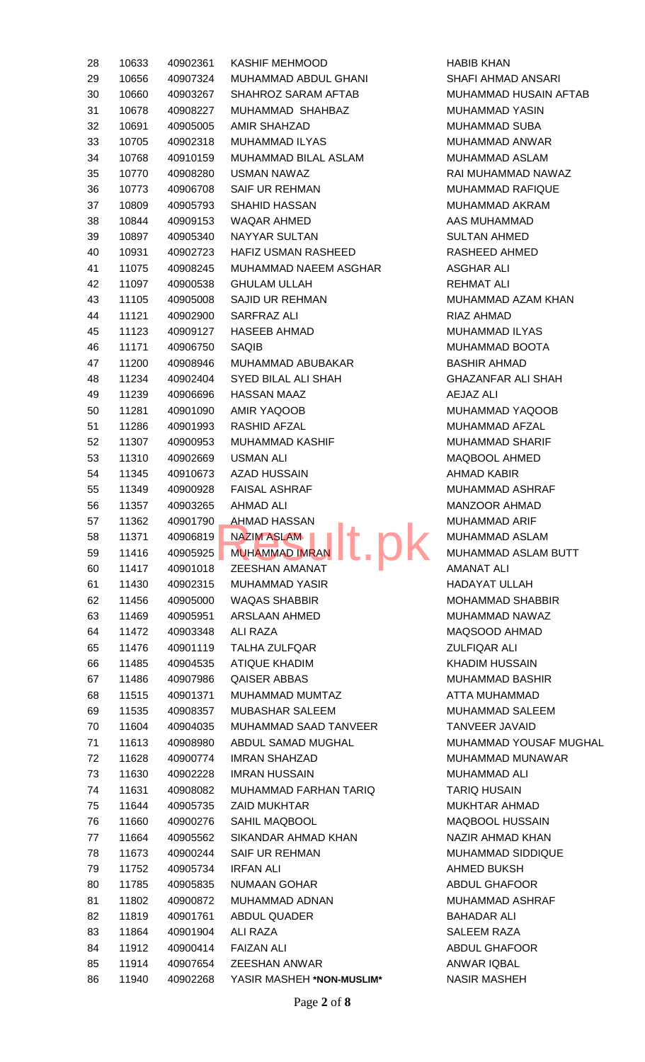| | | | | |
|---|---|---|---|---|
| 28 | 10633 | 40902361 | KASHIF MEHMOOD | HABIB KHAN |
| 29 | 10656 | 40907324 | MUHAMMAD ABDUL GHANI | SHAFI AHMAD ANSARI |
| 30 | 10660 | 40903267 | SHAHROZ SARAM AFTAB | MUHAMMAD HUSAIN AFTAB |
| 31 | 10678 | 40908227 | MUHAMMAD SHAHBAZ | MUHAMMAD YASIN |
| 32 | 10691 | 40905005 | AMIR SHAHZAD | MUHAMMAD SUBA |
| 33 | 10705 | 40902318 | MUHAMMAD ILYAS | MUHAMMAD ANWAR |
| 34 | 10768 | 40910159 | MUHAMMAD BILAL ASLAM | MUHAMMAD ASLAM |
| 35 | 10770 | 40908280 | USMAN NAWAZ | RAI MUHAMMAD NAWAZ |
| 36 | 10773 | 40906708 | SAIF UR REHMAN | MUHAMMAD RAFIQUE |
| 37 | 10809 | 40905793 | SHAHID HASSAN | MUHAMMAD AKRAM |
| 38 | 10844 | 40909153 | WAQAR AHMED | AAS MUHAMMAD |
| 39 | 10897 | 40905340 | NAYYAR SULTAN | SULTAN AHMED |
| 40 | 10931 | 40902723 | HAFIZ USMAN RASHEED | RASHEED AHMED |
| 41 | 11075 | 40908245 | MUHAMMAD NAEEM ASGHAR | ASGHAR ALI |
| 42 | 11097 | 40900538 | GHULAM ULLAH | REHMAT ALI |
| 43 | 11105 | 40905008 | SAJID UR REHMAN | MUHAMMAD AZAM KHAN |
| 44 | 11121 | 40902900 | SARFRAZ ALI | RIAZ AHMAD |
| 45 | 11123 | 40909127 | HASEEB AHMAD | MUHAMMAD ILYAS |
| 46 | 11171 | 40906750 | SAQIB | MUHAMMAD BOOTA |
| 47 | 11200 | 40908946 | MUHAMMAD ABUBAKAR | BASHIR AHMAD |
| 48 | 11234 | 40902404 | SYED BILAL ALI SHAH | GHAZANFAR ALI SHAH |
| 49 | 11239 | 40906696 | HASSAN MAAZ | AEJAZ ALI |
| 50 | 11281 | 40901090 | AMIR YAQOOB | MUHAMMAD YAQOOB |
| 51 | 11286 | 40901993 | RASHID AFZAL | MUHAMMAD AFZAL |
| 52 | 11307 | 40900953 | MUHAMMAD KASHIF | MUHAMMAD SHARIF |
| 53 | 11310 | 40902669 | USMAN ALI | MAQBOOL AHMED |
| 54 | 11345 | 40910673 | AZAD HUSSAIN | AHMAD KABIR |
| 55 | 11349 | 40900928 | FAISAL ASHRAF | MUHAMMAD ASHRAF |
| 56 | 11357 | 40903265 | AHMAD ALI | MANZOOR AHMAD |
| 57 | 11362 | 40901790 | AHMAD HASSAN | MUHAMMAD ARIF |
| 58 | 11371 | 40906819 | NAZIM ASLAM | MUHAMMAD ASLAM |
| 59 | 11416 | 40905925 | MUHAMMAD IMRAN | MUHAMMAD ASLAM BUTT |
| 60 | 11417 | 40901018 | ZEESHAN AMANAT | AMANAT ALI |
| 61 | 11430 | 40902315 | MUHAMMAD YASIR | HADAYAT ULLAH |
| 62 | 11456 | 40905000 | WAQAS SHABBIR | MOHAMMAD SHABBIR |
| 63 | 11469 | 40905951 | ARSLAAN AHMED | MUHAMMAD NAWAZ |
| 64 | 11472 | 40903348 | ALI RAZA | MAQSOOD AHMAD |
| 65 | 11476 | 40901119 | TALHA ZULFQAR | ZULFIQAR ALI |
| 66 | 11485 | 40904535 | ATIQUE KHADIM | KHADIM HUSSAIN |
| 67 | 11486 | 40907986 | QAISER ABBAS | MUHAMMAD BASHIR |
| 68 | 11515 | 40901371 | MUHAMMAD MUMTAZ | ATTA MUHAMMAD |
| 69 | 11535 | 40908357 | MUBASHAR SALEEM | MUHAMMAD SALEEM |
| 70 | 11604 | 40904035 | MUHAMMAD SAAD TANVEER | TANVEER JAVAID |
| 71 | 11613 | 40908980 | ABDUL SAMAD MUGHAL | MUHAMMAD YOUSAF MUGHAL |
| 72 | 11628 | 40900774 | IMRAN SHAHZAD | MUHAMMAD MUNAWAR |
| 73 | 11630 | 40902228 | IMRAN HUSSAIN | MUHAMMAD ALI |
| 74 | 11631 | 40908082 | MUHAMMAD FARHAN TARIQ | TARIQ HUSAIN |
| 75 | 11644 | 40905735 | ZAID MUKHTAR | MUKHTAR AHMAD |
| 76 | 11660 | 40900276 | SAHIL MAQBOOL | MAQBOOL HUSSAIN |
| 77 | 11664 | 40905562 | SIKANDAR AHMAD KHAN | NAZIR AHMAD KHAN |
| 78 | 11673 | 40900244 | SAIF UR REHMAN | MUHAMMAD SIDDIQUE |
| 79 | 11752 | 40905734 | IRFAN ALI | AHMED BUKSH |
| 80 | 11785 | 40905835 | NUMAAN GOHAR | ABDUL GHAFOOR |
| 81 | 11802 | 40900872 | MUHAMMAD ADNAN | MUHAMMAD ASHRAF |
| 82 | 11819 | 40901761 | ABDUL QUADER | BAHADAR ALI |
| 83 | 11864 | 40901904 | ALI RAZA | SALEEM RAZA |
| 84 | 11912 | 40900414 | FAIZAN ALI | ABDUL GHAFOOR |
| 85 | 11914 | 40907654 | ZEESHAN ANWAR | ANWAR IQBAL |
| 86 | 11940 | 40902268 | YASIR MASHEH **\*NON-MUSLIM\*** | NASIR MASHEH |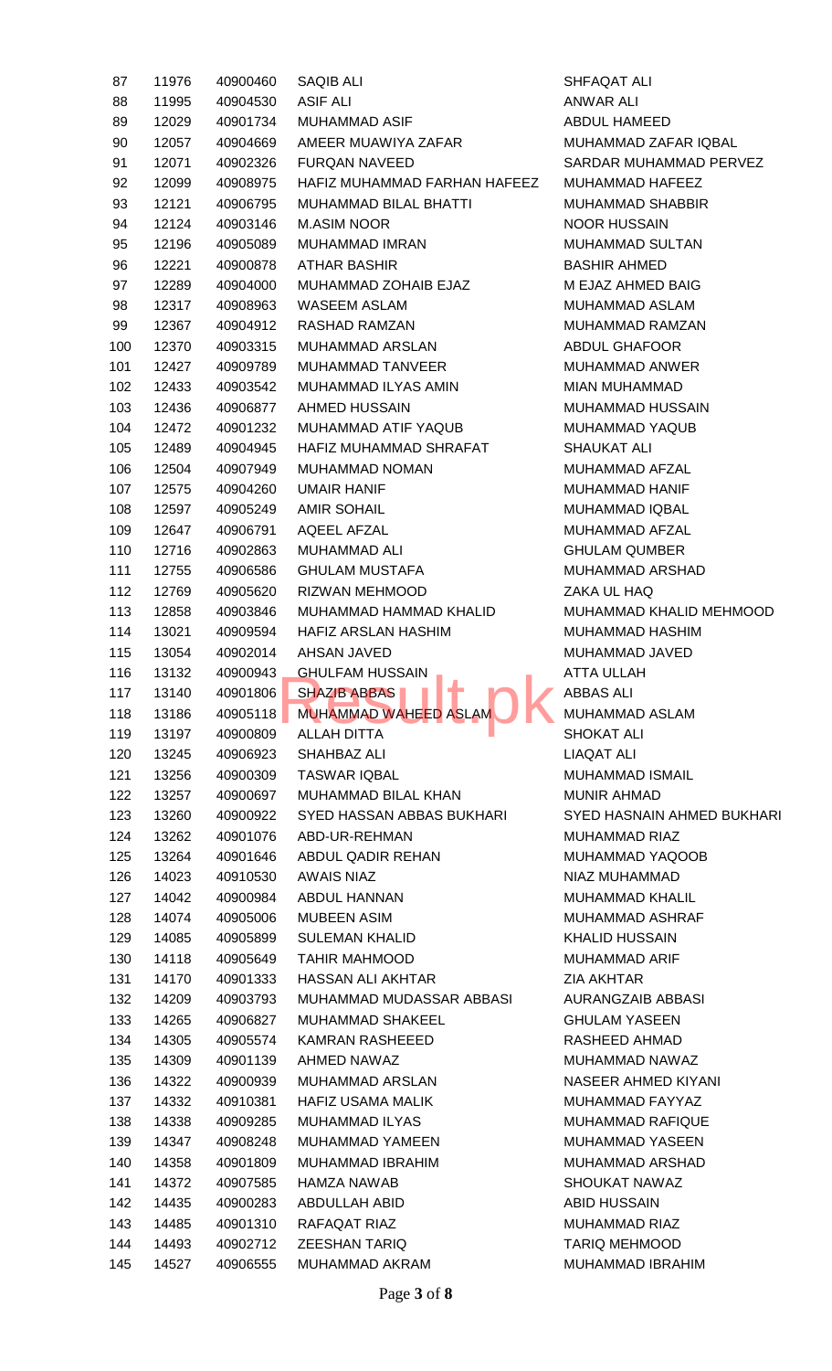| | | | | |
|---|---|---|---|---|
| 87 | 11976 | 40900460 | SAQIB ALI | SHFAQAT ALI |
| 88 | 11995 | 40904530 | ASIF ALI | ANWAR ALI |
| 89 | 12029 | 40901734 | MUHAMMAD ASIF | ABDUL HAMEED |
| 90 | 12057 | 40904669 | AMEER MUAWIYA ZAFAR | MUHAMMAD ZAFAR IQBAL |
| 91 | 12071 | 40902326 | FURQAN NAVEED | SARDAR MUHAMMAD PERVEZ |
| 92 | 12099 | 40908975 | HAFIZ MUHAMMAD FARHAN HAFEEZ | MUHAMMAD HAFEEZ |
| 93 | 12121 | 40906795 | MUHAMMAD BILAL BHATTI | MUHAMMAD SHABBIR |
| 94 | 12124 | 40903146 | M.ASIM NOOR | NOOR HUSSAIN |
| 95 | 12196 | 40905089 | MUHAMMAD IMRAN | MUHAMMAD SULTAN |
| 96 | 12221 | 40900878 | ATHAR BASHIR | BASHIR AHMED |
| 97 | 12289 | 40904000 | MUHAMMAD ZOHAIB EJAZ | M EJAZ AHMED BAIG |
| 98 | 12317 | 40908963 | WASEEM ASLAM | MUHAMMAD ASLAM |
| 99 | 12367 | 40904912 | RASHAD RAMZAN | MUHAMMAD RAMZAN |
| 100 | 12370 | 40903315 | MUHAMMAD ARSLAN | ABDUL GHAFOOR |
| 101 | 12427 | 40909789 | MUHAMMAD TANVEER | MUHAMMAD ANWER |
| 102 | 12433 | 40903542 | MUHAMMAD ILYAS AMIN | MIAN MUHAMMAD |
| 103 | 12436 | 40906877 | AHMED HUSSAIN | MUHAMMAD HUSSAIN |
| 104 | 12472 | 40901232 | MUHAMMAD ATIF YAQUB | MUHAMMAD YAQUB |
| 105 | 12489 | 40904945 | HAFIZ MUHAMMAD SHRAFAT | SHAUKAT ALI |
| 106 | 12504 | 40907949 | MUHAMMAD NOMAN | MUHAMMAD AFZAL |
| 107 | 12575 | 40904260 | UMAIR HANIF | MUHAMMAD HANIF |
| 108 | 12597 | 40905249 | AMIR SOHAIL | MUHAMMAD IQBAL |
| 109 | 12647 | 40906791 | AQEEL AFZAL | MUHAMMAD AFZAL |
| 110 | 12716 | 40902863 | MUHAMMAD ALI | GHULAM QUMBER |
| 111 | 12755 | 40906586 | GHULAM MUSTAFA | MUHAMMAD ARSHAD |
| 112 | 12769 | 40905620 | RIZWAN MEHMOOD | ZAKA UL HAQ |
| 113 | 12858 | 40903846 | MUHAMMAD HAMMAD KHALID | MUHAMMAD KHALID MEHMOOD |
| 114 | 13021 | 40909594 | HAFIZ ARSLAN HASHIM | MUHAMMAD HASHIM |
| 115 | 13054 | 40902014 | AHSAN JAVED | MUHAMMAD JAVED |
| 116 | 13132 | 40900943 | GHULFAM HUSSAIN | ATTA ULLAH |
| 117 | 13140 | 40901806 | SHAZIB ABBAS | ABBAS ALI |
| 118 | 13186 | 40905118 | MUHAMMAD WAHEED ASLAM | MUHAMMAD ASLAM |
| 119 | 13197 | 40900809 | ALLAH DITTA | SHOKAT ALI |
| 120 | 13245 | 40906923 | SHAHBAZ ALI | LIAQAT ALI |
| 121 | 13256 | 40900309 | TASWAR IQBAL | MUHAMMAD ISMAIL |
| 122 | 13257 | 40900697 | MUHAMMAD BILAL KHAN | MUNIR AHMAD |
| 123 | 13260 | 40900922 | SYED HASSAN ABBAS BUKHARI | SYED HASNAIN AHMED BUKHARI |
| 124 | 13262 | 40901076 | ABD-UR-REHMAN | MUHAMMAD RIAZ |
| 125 | 13264 | 40901646 | ABDUL QADIR REHAN | MUHAMMAD YAQOOB |
| 126 | 14023 | 40910530 | AWAIS NIAZ | NIAZ MUHAMMAD |
| 127 | 14042 | 40900984 | ABDUL HANNAN | MUHAMMAD KHALIL |
| 128 | 14074 | 40905006 | MUBEEN ASIM | MUHAMMAD ASHRAF |
| 129 | 14085 | 40905899 | SULEMAN KHALID | KHALID HUSSAIN |
| 130 | 14118 | 40905649 | TAHIR MAHMOOD | MUHAMMAD ARIF |
| 131 | 14170 | 40901333 | HASSAN ALI AKHTAR | ZIA AKHTAR |
| 132 | 14209 | 40903793 | MUHAMMAD MUDASSAR ABBASI | AURANGZAIB ABBASI |
| 133 | 14265 | 40906827 | MUHAMMAD SHAKEEL | GHULAM YASEEN |
| 134 | 14305 | 40905574 | KAMRAN RASHEEED | RASHEED AHMAD |
| 135 | 14309 | 40901139 | AHMED NAWAZ | MUHAMMAD NAWAZ |
| 136 | 14322 | 40900939 | MUHAMMAD ARSLAN | NASEER AHMED KIYANI |
| 137 | 14332 | 40910381 | HAFIZ USAMA MALIK | MUHAMMAD FAYYAZ |
| 138 | 14338 | 40909285 | MUHAMMAD ILYAS | MUHAMMAD RAFIQUE |
| 139 | 14347 | 40908248 | MUHAMMAD YAMEEN | MUHAMMAD YASEEN |
| 140 | 14358 | 40901809 | MUHAMMAD IBRAHIM | MUHAMMAD ARSHAD |
| 141 | 14372 | 40907585 | HAMZA NAWAB | SHOUKAT NAWAZ |
| 142 | 14435 | 40900283 | ABDULLAH ABID | ABID HUSSAIN |
| 143 | 14485 | 40901310 | RAFAQAT RIAZ | MUHAMMAD RIAZ |
| 144 | 14493 | 40902712 | ZEESHAN TARIQ | TARIQ MEHMOOD |
| 145 | 14527 | 40906555 | MUHAMMAD AKRAM | MUHAMMAD IBRAHIM |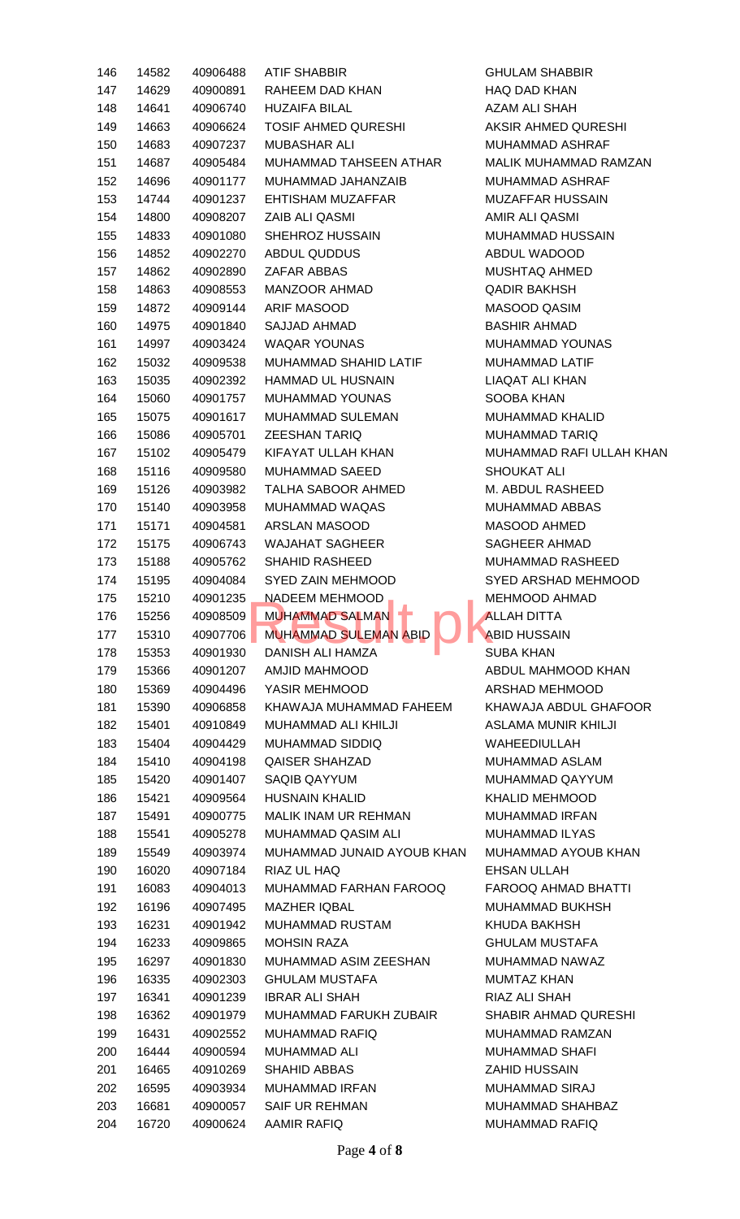| | | | | |
|---|---|---|---|---|
| 146 | 14582 | 40906488 | ATIF SHABBIR | GHULAM SHABBIR |
| 147 | 14629 | 40900891 | RAHEEM DAD KHAN | HAQ DAD KHAN |
| 148 | 14641 | 40906740 | HUZAIFA BILAL | AZAM ALI SHAH |
| 149 | 14663 | 40906624 | TOSIF AHMED QURESHI | AKSIR AHMED QURESHI |
| 150 | 14683 | 40907237 | MUBASHAR ALI | MUHAMMAD ASHRAF |
| 151 | 14687 | 40905484 | MUHAMMAD TAHSEEN ATHAR | MALIK MUHAMMAD RAMZAN |
| 152 | 14696 | 40901177 | MUHAMMAD JAHANZAIB | MUHAMMAD ASHRAF |
| 153 | 14744 | 40901237 | EHTISHAM MUZAFFAR | MUZAFFAR HUSSAIN |
| 154 | 14800 | 40908207 | ZAIB ALI QASMI | AMIR ALI QASMI |
| 155 | 14833 | 40901080 | SHEHROZ HUSSAIN | MUHAMMAD HUSSAIN |
| 156 | 14852 | 40902270 | ABDUL QUDDUS | ABDUL WADOOD |
| 157 | 14862 | 40902890 | ZAFAR ABBAS | MUSHTAQ AHMED |
| 158 | 14863 | 40908553 | MANZOOR AHMAD | QADIR BAKHSH |
| 159 | 14872 | 40909144 | ARIF MASOOD | MASOOD QASIM |
| 160 | 14975 | 40901840 | SAJJAD AHMAD | BASHIR AHMAD |
| 161 | 14997 | 40903424 | WAQAR YOUNAS | MUHAMMAD YOUNAS |
| 162 | 15032 | 40909538 | MUHAMMAD SHAHID LATIF | MUHAMMAD LATIF |
| 163 | 15035 | 40902392 | HAMMAD UL HUSNAIN | LIAQAT ALI KHAN |
| 164 | 15060 | 40901757 | MUHAMMAD YOUNAS | SOOBA KHAN |
| 165 | 15075 | 40901617 | MUHAMMAD SULEMAN | MUHAMMAD KHALID |
| 166 | 15086 | 40905701 | ZEESHAN TARIQ | MUHAMMAD TARIQ |
| 167 | 15102 | 40905479 | KIFAYAT ULLAH KHAN | MUHAMMAD RAFI ULLAH KHAN |
| 168 | 15116 | 40909580 | MUHAMMAD SAEED | SHOUKAT ALI |
| 169 | 15126 | 40903982 | TALHA SABOOR AHMED | M. ABDUL RASHEED |
| 170 | 15140 | 40903958 | MUHAMMAD WAQAS | MUHAMMAD ABBAS |
| 171 | 15171 | 40904581 | ARSLAN MASOOD | MASOOD AHMED |
| 172 | 15175 | 40906743 | WAJAHAT SAGHEER | SAGHEER AHMAD |
| 173 | 15188 | 40905762 | SHAHID RASHEED | MUHAMMAD RASHEED |
| 174 | 15195 | 40904084 | SYED ZAIN MEHMOOD | SYED ARSHAD MEHMOOD |
| 175 | 15210 | 40901235 | NADEEM MEHMOOD | MEHMOOD AHMAD |
| 176 | 15256 | 40908509 | MUHAMMAD SALMAN | ALLAH DITTA |
| 177 | 15310 | 40907706 | MUHAMMAD SULEMAN ABID | ABID HUSSAIN |
| 178 | 15353 | 40901930 | DANISH ALI HAMZA | SUBA KHAN |
| 179 | 15366 | 40901207 | AMJID MAHMOOD | ABDUL MAHMOOD KHAN |
| 180 | 15369 | 40904496 | YASIR MEHMOOD | ARSHAD MEHMOOD |
| 181 | 15390 | 40906858 | KHAWAJA MUHAMMAD FAHEEM | KHAWAJA ABDUL GHAFOOR |
| 182 | 15401 | 40910849 | MUHAMMAD ALI KHILJI | ASLAMA MUNIR KHILJI |
| 183 | 15404 | 40904429 | MUHAMMAD SIDDIQ | WAHEEDIULLAH |
| 184 | 15410 | 40904198 | QAISER SHAHZAD | MUHAMMAD ASLAM |
| 185 | 15420 | 40901407 | SAQIB QAYYUM | MUHAMMAD QAYYUM |
| 186 | 15421 | 40909564 | HUSNAIN KHALID | KHALID MEHMOOD |
| 187 | 15491 | 40900775 | MALIK INAM UR REHMAN | MUHAMMAD IRFAN |
| 188 | 15541 | 40905278 | MUHAMMAD QASIM ALI | MUHAMMAD ILYAS |
| 189 | 15549 | 40903974 | MUHAMMAD JUNAID AYOUB KHAN | MUHAMMAD AYOUB KHAN |
| 190 | 16020 | 40907184 | RIAZ UL HAQ | EHSAN ULLAH |
| 191 | 16083 | 40904013 | MUHAMMAD FARHAN FAROOQ | FAROOQ AHMAD BHATTI |
| 192 | 16196 | 40907495 | MAZHER IQBAL | MUHAMMAD BUKHSH |
| 193 | 16231 | 40901942 | MUHAMMAD RUSTAM | KHUDA BAKHSH |
| 194 | 16233 | 40909865 | MOHSIN RAZA | GHULAM MUSTAFA |
| 195 | 16297 | 40901830 | MUHAMMAD ASIM ZEESHAN | MUHAMMAD NAWAZ |
| 196 | 16335 | 40902303 | GHULAM MUSTAFA | MUMTAZ KHAN |
| 197 | 16341 | 40901239 | IBRAR ALI SHAH | RIAZ ALI SHAH |
| 198 | 16362 | 40901979 | MUHAMMAD FARUKH ZUBAIR | SHABIR AHMAD QURESHI |
| 199 | 16431 | 40902552 | MUHAMMAD RAFIQ | MUHAMMAD RAMZAN |
| 200 | 16444 | 40900594 | MUHAMMAD ALI | MUHAMMAD SHAFI |
| 201 | 16465 | 40910269 | SHAHID ABBAS | ZAHID HUSSAIN |
| 202 | 16595 | 40903934 | MUHAMMAD IRFAN | MUHAMMAD SIRAJ |
| 203 | 16681 | 40900057 | SAIF UR REHMAN | MUHAMMAD SHAHBAZ |
| 204 | 16720 | 40900624 | AAMIR RAFIQ | MUHAMMAD RAFIQ |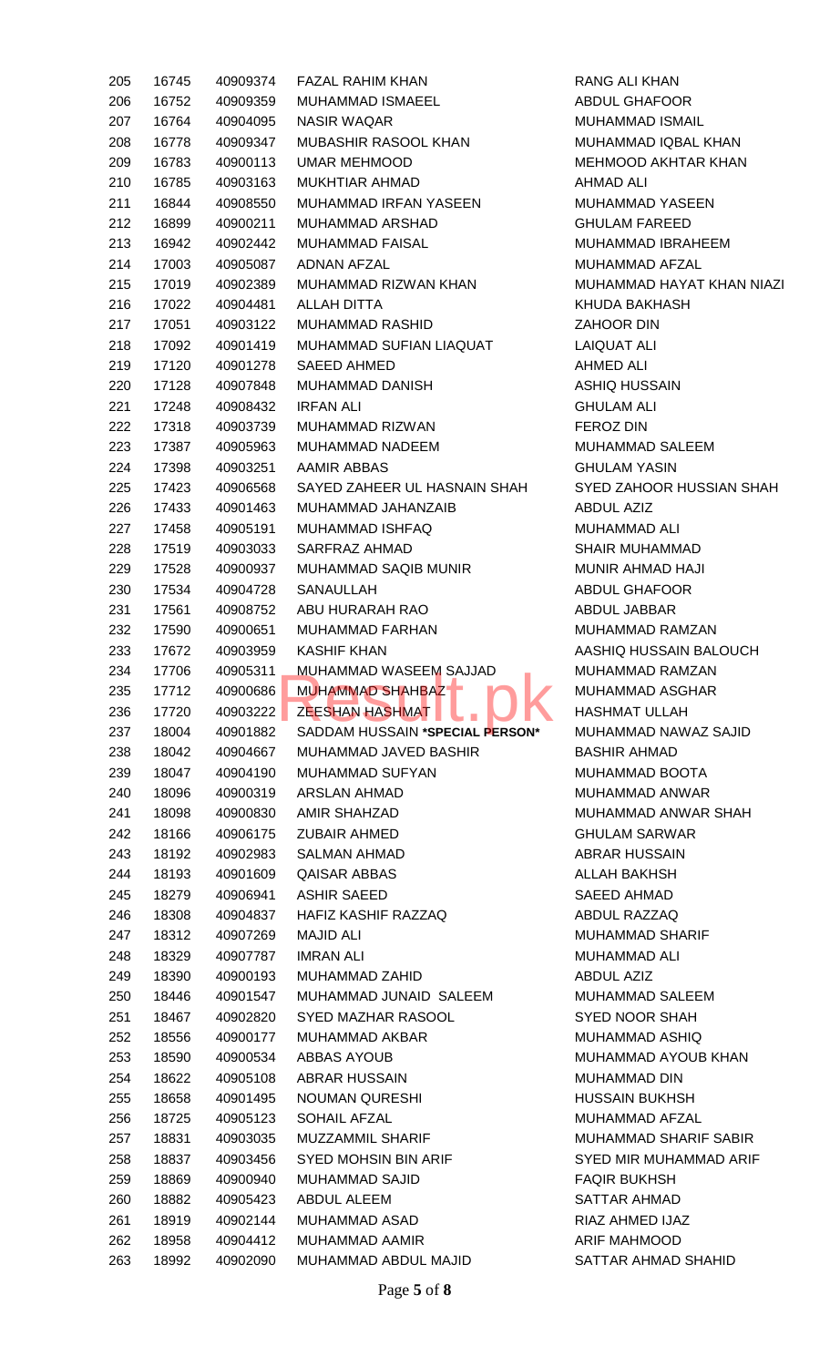| | | | | |
|---|---|---|---|---|
| 205 | 16745 | 40909374 | FAZAL RAHIM KHAN | RANG ALI KHAN |
| 206 | 16752 | 40909359 | MUHAMMAD ISMAEEL | ABDUL GHAFOOR |
| 207 | 16764 | 40904095 | NASIR WAQAR | MUHAMMAD ISMAIL |
| 208 | 16778 | 40909347 | MUBASHIR RASOOL KHAN | MUHAMMAD IQBAL KHAN |
| 209 | 16783 | 40900113 | UMAR MEHMOOD | MEHMOOD AKHTAR KHAN |
| 210 | 16785 | 40903163 | MUKHTIAR AHMAD | AHMAD ALI |
| 211 | 16844 | 40908550 | MUHAMMAD IRFAN YASEEN | MUHAMMAD YASEEN |
| 212 | 16899 | 40900211 | MUHAMMAD ARSHAD | GHULAM FAREED |
| 213 | 16942 | 40902442 | MUHAMMAD FAISAL | MUHAMMAD IBRAHEEM |
| 214 | 17003 | 40905087 | ADNAN AFZAL | MUHAMMAD AFZAL |
| 215 | 17019 | 40902389 | MUHAMMAD RIZWAN KHAN | MUHAMMAD HAYAT KHAN NIAZI |
| 216 | 17022 | 40904481 | ALLAH DITTA | KHUDA BAKHASH |
| 217 | 17051 | 40903122 | MUHAMMAD RASHID | ZAHOOR DIN |
| 218 | 17092 | 40901419 | MUHAMMAD SUFIAN LIAQUAT | LAIQUAT ALI |
| 219 | 17120 | 40901278 | SAEED AHMED | AHMED ALI |
| 220 | 17128 | 40907848 | MUHAMMAD DANISH | ASHIQ HUSSAIN |
| 221 | 17248 | 40908432 | IRFAN ALI | GHULAM ALI |
| 222 | 17318 | 40903739 | MUHAMMAD RIZWAN | FEROZ DIN |
| 223 | 17387 | 40905963 | MUHAMMAD NADEEM | MUHAMMAD SALEEM |
| 224 | 17398 | 40903251 | AAMIR ABBAS | GHULAM YASIN |
| 225 | 17423 | 40906568 | SAYED ZAHEER UL HASNAIN SHAH | SYED ZAHOOR HUSSIAN SHAH |
| 226 | 17433 | 40901463 | MUHAMMAD JAHANZAIB | ABDUL AZIZ |
| 227 | 17458 | 40905191 | MUHAMMAD ISHFAQ | MUHAMMAD ALI |
| 228 | 17519 | 40903033 | SARFRAZ AHMAD | SHAIR MUHAMMAD |
| 229 | 17528 | 40900937 | MUHAMMAD SAQIB MUNIR | MUNIR AHMAD HAJI |
| 230 | 17534 | 40904728 | SANAULLAH | ABDUL GHAFOOR |
| 231 | 17561 | 40908752 | ABU HURARAH RAO | ABDUL JABBAR |
| 232 | 17590 | 40900651 | MUHAMMAD FARHAN | MUHAMMAD RAMZAN |
| 233 | 17672 | 40903959 | KASHIF KHAN | AASHIQ HUSSAIN BALOUCH |
| 234 | 17706 | 40905311 | MUHAMMAD WASEEM SAJJAD | MUHAMMAD RAMZAN |
| 235 | 17712 | 40900686 | MUHAMMAD SHAHBAZ | MUHAMMAD ASGHAR |
| 236 | 17720 | 40903222 | ZEESHAN HASHMAT | HASHMAT ULLAH |
| 237 | 18004 | 40901882 | SADDAM HUSSAIN **\*SPECIAL PERSON\*** | MUHAMMAD NAWAZ SAJID |
| 238 | 18042 | 40904667 | MUHAMMAD JAVED BASHIR | BASHIR AHMAD |
| 239 | 18047 | 40904190 | MUHAMMAD SUFYAN | MUHAMMAD BOOTA |
| 240 | 18096 | 40900319 | ARSLAN AHMAD | MUHAMMAD ANWAR |
| 241 | 18098 | 40900830 | AMIR SHAHZAD | MUHAMMAD ANWAR SHAH |
| 242 | 18166 | 40906175 | ZUBAIR AHMED | GHULAM SARWAR |
| 243 | 18192 | 40902983 | SALMAN AHMAD | ABRAR HUSSAIN |
| 244 | 18193 | 40901609 | QAISAR ABBAS | ALLAH BAKHSH |
| 245 | 18279 | 40906941 | ASHIR SAEED | SAEED AHMAD |
| 246 | 18308 | 40904837 | HAFIZ KASHIF RAZZAQ | ABDUL RAZZAQ |
| 247 | 18312 | 40907269 | MAJID ALI | MUHAMMAD SHARIF |
| 248 | 18329 | 40907787 | IMRAN ALI | MUHAMMAD ALI |
| 249 | 18390 | 40900193 | MUHAMMAD ZAHID | ABDUL AZIZ |
| 250 | 18446 | 40901547 | MUHAMMAD JUNAID SALEEM | MUHAMMAD SALEEM |
| 251 | 18467 | 40902820 | SYED MAZHAR RASOOL | SYED NOOR SHAH |
| 252 | 18556 | 40900177 | MUHAMMAD AKBAR | MUHAMMAD ASHIQ |
| 253 | 18590 | 40900534 | ABBAS AYOUB | MUHAMMAD AYOUB KHAN |
| 254 | 18622 | 40905108 | ABRAR HUSSAIN | MUHAMMAD DIN |
| 255 | 18658 | 40901495 | NOUMAN QURESHI | HUSSAIN BUKHSH |
| 256 | 18725 | 40905123 | SOHAIL AFZAL | MUHAMMAD AFZAL |
| 257 | 18831 | 40903035 | MUZZAMMIL SHARIF | MUHAMMAD SHARIF SABIR |
| 258 | 18837 | 40903456 | SYED MOHSIN BIN ARIF | SYED MIR MUHAMMAD ARIF |
| 259 | 18869 | 40900940 | MUHAMMAD SAJID | FAQIR BUKHSH |
| 260 | 18882 | 40905423 | ABDUL ALEEM | SATTAR AHMAD |
| 261 | 18919 | 40902144 | MUHAMMAD ASAD | RIAZ AHMED IJAZ |
| 262 | 18958 | 40904412 | MUHAMMAD AAMIR | ARIF MAHMOOD |
| 263 | 18992 | 40902090 | MUHAMMAD ABDUL MAJID | SATTAR AHMAD SHAHID |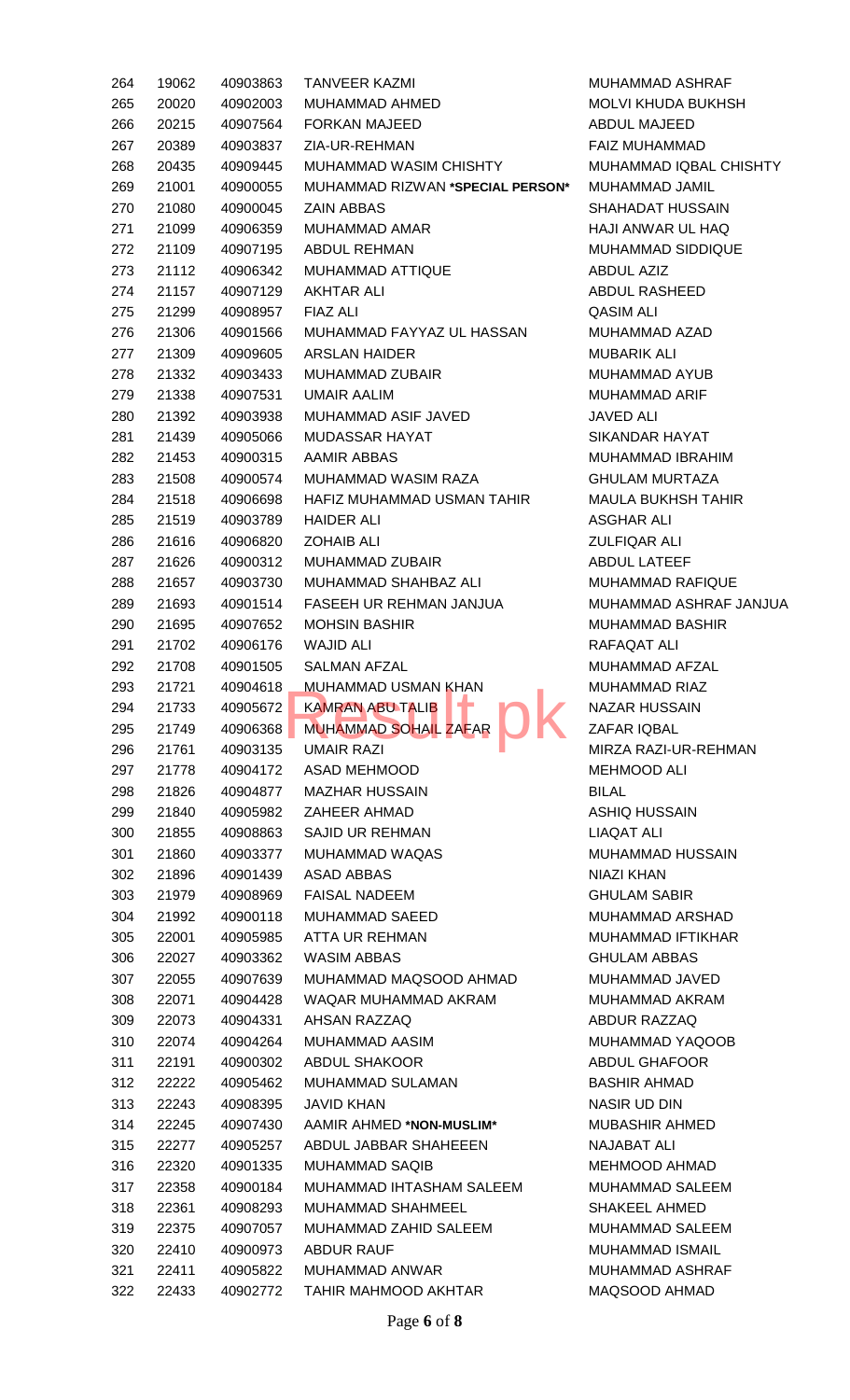| | | | | |
|---|---|---|---|---|
| 264 | 19062 | 40903863 | TANVEER KAZMI | MUHAMMAD ASHRAF |
| 265 | 20020 | 40902003 | MUHAMMAD AHMED | MOLVI KHUDA BUKHSH |
| 266 | 20215 | 40907564 | FORKAN MAJEED | ABDUL MAJEED |
| 267 | 20389 | 40903837 | ZIA-UR-REHMAN | FAIZ MUHAMMAD |
| 268 | 20435 | 40909445 | MUHAMMAD WASIM CHISHTY | MUHAMMAD IQBAL CHISHTY |
| 269 | 21001 | 40900055 | MUHAMMAD RIZWAN **\*SPECIAL PERSON\*** | MUHAMMAD JAMIL |
| 270 | 21080 | 40900045 | ZAIN ABBAS | SHAHADAT HUSSAIN |
| 271 | 21099 | 40906359 | MUHAMMAD AMAR | HAJI ANWAR UL HAQ |
| 272 | 21109 | 40907195 | ABDUL REHMAN | MUHAMMAD SIDDIQUE |
| 273 | 21112 | 40906342 | MUHAMMAD ATTIQUE | ABDUL AZIZ |
| 274 | 21157 | 40907129 | AKHTAR ALI | ABDUL RASHEED |
| 275 | 21299 | 40908957 | FIAZ ALI | QASIM ALI |
| 276 | 21306 | 40901566 | MUHAMMAD FAYYAZ UL HASSAN | MUHAMMAD AZAD |
| 277 | 21309 | 40909605 | ARSLAN HAIDER | MUBARIK ALI |
| 278 | 21332 | 40903433 | MUHAMMAD ZUBAIR | MUHAMMAD AYUB |
| 279 | 21338 | 40907531 | UMAIR AALIM | MUHAMMAD ARIF |
| 280 | 21392 | 40903938 | MUHAMMAD ASIF JAVED | JAVED ALI |
| 281 | 21439 | 40905066 | MUDASSAR HAYAT | SIKANDAR HAYAT |
| 282 | 21453 | 40900315 | AAMIR ABBAS | MUHAMMAD IBRAHIM |
| 283 | 21508 | 40900574 | MUHAMMAD WASIM RAZA | GHULAM MURTAZA |
| 284 | 21518 | 40906698 | HAFIZ MUHAMMAD USMAN TAHIR | MAULA BUKHSH TAHIR |
| 285 | 21519 | 40903789 | HAIDER ALI | ASGHAR ALI |
| 286 | 21616 | 40906820 | ZOHAIB ALI | ZULFIQAR ALI |
| 287 | 21626 | 40900312 | MUHAMMAD ZUBAIR | ABDUL LATEEF |
| 288 | 21657 | 40903730 | MUHAMMAD SHAHBAZ ALI | MUHAMMAD RAFIQUE |
| 289 | 21693 | 40901514 | FASEEH UR REHMAN JANJUA | MUHAMMAD ASHRAF JANJUA |
| 290 | 21695 | 40907652 | MOHSIN BASHIR | MUHAMMAD BASHIR |
| 291 | 21702 | 40906176 | WAJID ALI | RAFAQAT ALI |
| 292 | 21708 | 40901505 | SALMAN AFZAL | MUHAMMAD AFZAL |
| 293 | 21721 | 40904618 | MUHAMMAD USMAN KHAN | MUHAMMAD RIAZ |
| 294 | 21733 | 40905672 | KAMRAN ABU TALIB | NAZAR HUSSAIN |
| 295 | 21749 | 40906368 | MUHAMMAD SOHAIL ZAFAR | ZAFAR IQBAL |
| 296 | 21761 | 40903135 | UMAIR RAZI | MIRZA RAZI-UR-REHMAN |
| 297 | 21778 | 40904172 | ASAD MEHMOOD | MEHMOOD ALI |
| 298 | 21826 | 40904877 | MAZHAR HUSSAIN | BILAL |
| 299 | 21840 | 40905982 | ZAHEER AHMAD | ASHIQ HUSSAIN |
| 300 | 21855 | 40908863 | SAJID UR REHMAN | LIAQAT ALI |
| 301 | 21860 | 40903377 | MUHAMMAD WAQAS | MUHAMMAD HUSSAIN |
| 302 | 21896 | 40901439 | ASAD ABBAS | NIAZI KHAN |
| 303 | 21979 | 40908969 | FAISAL NADEEM | GHULAM SABIR |
| 304 | 21992 | 40900118 | MUHAMMAD SAEED | MUHAMMAD ARSHAD |
| 305 | 22001 | 40905985 | ATTA UR REHMAN | MUHAMMAD IFTIKHAR |
| 306 | 22027 | 40903362 | WASIM ABBAS | GHULAM ABBAS |
| 307 | 22055 | 40907639 | MUHAMMAD MAQSOOD AHMAD | MUHAMMAD JAVED |
| 308 | 22071 | 40904428 | WAQAR MUHAMMAD AKRAM | MUHAMMAD AKRAM |
| 309 | 22073 | 40904331 | AHSAN RAZZAQ | ABDUR RAZZAQ |
| 310 | 22074 | 40904264 | MUHAMMAD AASIM | MUHAMMAD YAQOOB |
| 311 | 22191 | 40900302 | ABDUL SHAKOOR | ABDUL GHAFOOR |
| 312 | 22222 | 40905462 | MUHAMMAD SULAMAN | BASHIR AHMAD |
| 313 | 22243 | 40908395 | JAVID KHAN | NASIR UD DIN |
| 314 | 22245 | 40907430 | AAMIR AHMED **\*NON-MUSLIM\*** | MUBASHIR AHMED |
| 315 | 22277 | 40905257 | ABDUL JABBAR SHAHEEEN | NAJABAT ALI |
| 316 | 22320 | 40901335 | MUHAMMAD SAQIB | MEHMOOD AHMAD |
| 317 | 22358 | 40900184 | MUHAMMAD IHTASHAM SALEEM | MUHAMMAD SALEEM |
| 318 | 22361 | 40908293 | MUHAMMAD SHAHMEEL | SHAKEEL AHMED |
| 319 | 22375 | 40907057 | MUHAMMAD ZAHID SALEEM | MUHAMMAD SALEEM |
| 320 | 22410 | 40900973 | ABDUR RAUF | MUHAMMAD ISMAIL |
| 321 | 22411 | 40905822 | MUHAMMAD ANWAR | MUHAMMAD ASHRAF |
| 322 | 22433 | 40902772 | TAHIR MAHMOOD AKHTAR | MAQSOOD AHMAD |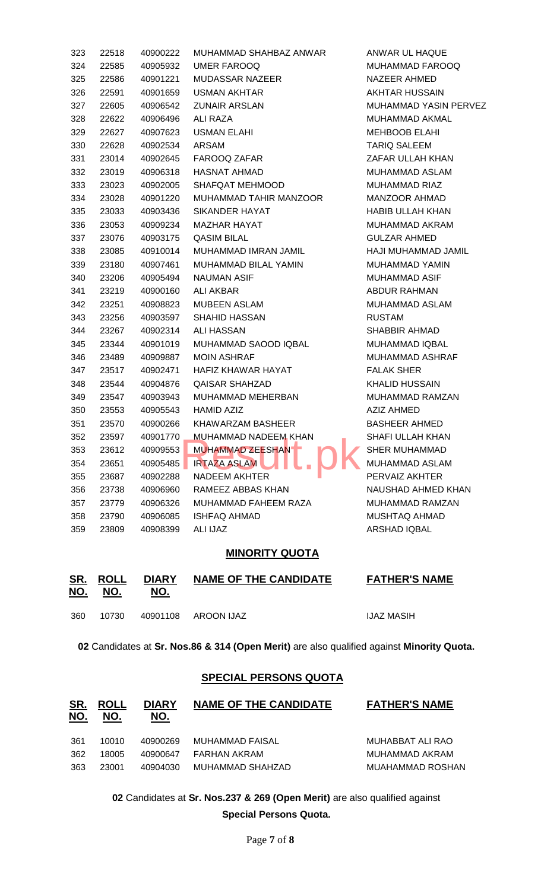| | | | | |
|---|---|---|---|---|
| 323 | 22518 | 40900222 | MUHAMMAD SHAHBAZ ANWAR | ANWAR UL HAQUE |
| 324 | 22585 | 40905932 | UMER FAROOQ | MUHAMMAD FAROOQ |
| 325 | 22586 | 40901221 | MUDASSAR NAZEER | NAZEER AHMED |
| 326 | 22591 | 40901659 | USMAN AKHTAR | AKHTAR HUSSAIN |
| 327 | 22605 | 40906542 | ZUNAIR ARSLAN | MUHAMMAD YASIN PERVEZ |
| 328 | 22622 | 40906496 | ALI RAZA | MUHAMMAD AKMAL |
| 329 | 22627 | 40907623 | USMAN ELAHI | MEHBOOB ELAHI |
| 330 | 22628 | 40902534 | ARSAM | TARIQ SALEEM |
| 331 | 23014 | 40902645 | FAROOQ ZAFAR | ZAFAR ULLAH KHAN |
| 332 | 23019 | 40906318 | HASNAT AHMAD | MUHAMMAD ASLAM |
| 333 | 23023 | 40902005 | SHAFQAT MEHMOOD | MUHAMMAD RIAZ |
| 334 | 23028 | 40901220 | MUHAMMAD TAHIR MANZOOR | MANZOOR AHMAD |
| 335 | 23033 | 40903436 | SIKANDER HAYAT | HABIB ULLAH KHAN |
| 336 | 23053 | 40909234 | MAZHAR HAYAT | MUHAMMAD AKRAM |
| 337 | 23076 | 40903175 | QASIM BILAL | GULZAR AHMED |
| 338 | 23085 | 40910014 | MUHAMMAD IMRAN JAMIL | HAJI MUHAMMAD JAMIL |
| 339 | 23180 | 40907461 | MUHAMMAD BILAL YAMIN | MUHAMMAD YAMIN |
| 340 | 23206 | 40905494 | NAUMAN ASIF | MUHAMMAD ASIF |
| 341 | 23219 | 40900160 | ALI AKBAR | ABDUR RAHMAN |
| 342 | 23251 | 40908823 | MUBEEN ASLAM | MUHAMMAD ASLAM |
| 343 | 23256 | 40903597 | SHAHID HASSAN | RUSTAM |
| 344 | 23267 | 40902314 | ALI HASSAN | SHABBIR AHMAD |
| 345 | 23344 | 40901019 | MUHAMMAD SAOOD IQBAL | MUHAMMAD IQBAL |
| 346 | 23489 | 40909887 | MOIN ASHRAF | MUHAMMAD ASHRAF |
| 347 | 23517 | 40902471 | HAFIZ KHAWAR HAYAT | FALAK SHER |
| 348 | 23544 | 40904876 | QAISAR SHAHZAD | KHALID HUSSAIN |
| 349 | 23547 | 40903943 | MUHAMMAD MEHERBAN | MUHAMMAD RAMZAN |
| 350 | 23553 | 40905543 | HAMID AZIZ | AZIZ AHMED |
| 351 | 23570 | 40900266 | KHAWARZAM BASHEER | BASHEER AHMED |
| 352 | 23597 | 40901770 | MUHAMMAD NADEEM KHAN | SHAFI ULLAH KHAN |
| 353 | 23612 | 40909553 | MUHAMMAD ZEESHAN | SHER MUHAMMAD |
| 354 | 23651 | 40905485 | IRTAZA ASLAM | MUHAMMAD ASLAM |
| 355 | 23687 | 40902288 | NADEEM AKHTER | PERVAIZ AKHTER |
| 356 | 23738 | 40906960 | RAMEEZ ABBAS KHAN | NAUSHAD AHMED KHAN |
| 357 | 23779 | 40906326 | MUHAMMAD FAHEEM RAZA | MUHAMMAD RAMZAN |
| 358 | 23790 | 40906085 | ISHFAQ AHMAD | MUSHTAQ AHMAD |
| 359 | 23809 | 40908399 | ALI IJAZ | ARSHAD IQBAL |

## MINORITY QUOTA

| SR. NO. | ROLL NO. | DIARY NO. | NAME OF THE CANDIDATE | FATHER'S NAME |
|---|---|---|---|---|
| 360 | 10730 | 40901108 | AROON IJAZ | IJAZ MASIH |

**02** Candidates at **Sr. Nos.86 & 314 (Open Merit)** are also qualified against **Minority Quota.**

## SPECIAL PERSONS QUOTA

| SR. NO. | ROLL NO. | DIARY NO. | NAME OF THE CANDIDATE | FATHER'S NAME |
|---|---|---|---|---|
| 361 | 10010 | 40900269 | MUHAMMAD FAISAL | MUHABBAT ALI RAO |
| 362 | 18005 | 40900647 | FARHAN AKRAM | MUHAMMAD AKRAM |
| 363 | 23001 | 40904030 | MUHAMMAD SHAHZAD | MUAHAMMAD ROSHAN |

**02** Candidates at **Sr. Nos.237 & 269 (Open Merit)** are also qualified against **Special Persons Quota.**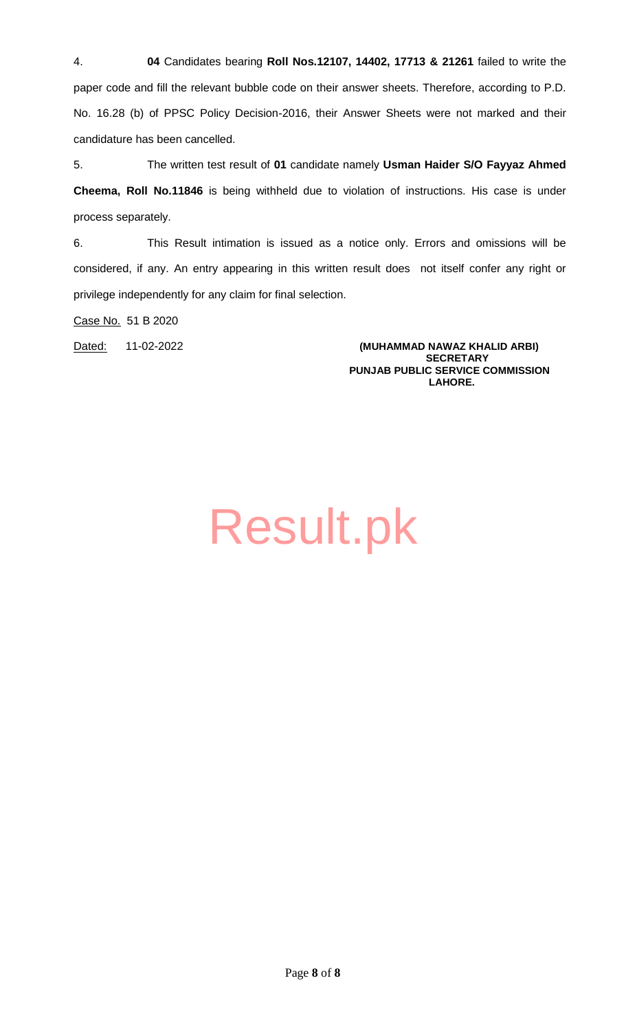4. **04** Candidates bearing **Roll Nos.12107, 14402, 17713 & 21261** failed to write the paper code and fill the relevant bubble code on their answer sheets. Therefore, according to P.D. No. 16.28 (b) of PPSC Policy Decision-2016, their Answer Sheets were not marked and their candidature has been cancelled.

5. The written test result of **01** candidate namely **Usman Haider S/O Fayyaz Ahmed Cheema, Roll No.11846** is being withheld due to violation of instructions. His case is under process separately.

6. This Result intimation is issued as a notice only. Errors and omissions will be considered, if any. An entry appearing in this written result does not itself confer any right or privilege independently for any claim for final selection.

Case No. 51 B 2020

Dated: 11-02-2022

**(MUHAMMAD NAWAZ KHALID ARBI)**
**SECRETARY**
**PUNJAB PUBLIC SERVICE COMMISSION**
**LAHORE.**

Result.pk